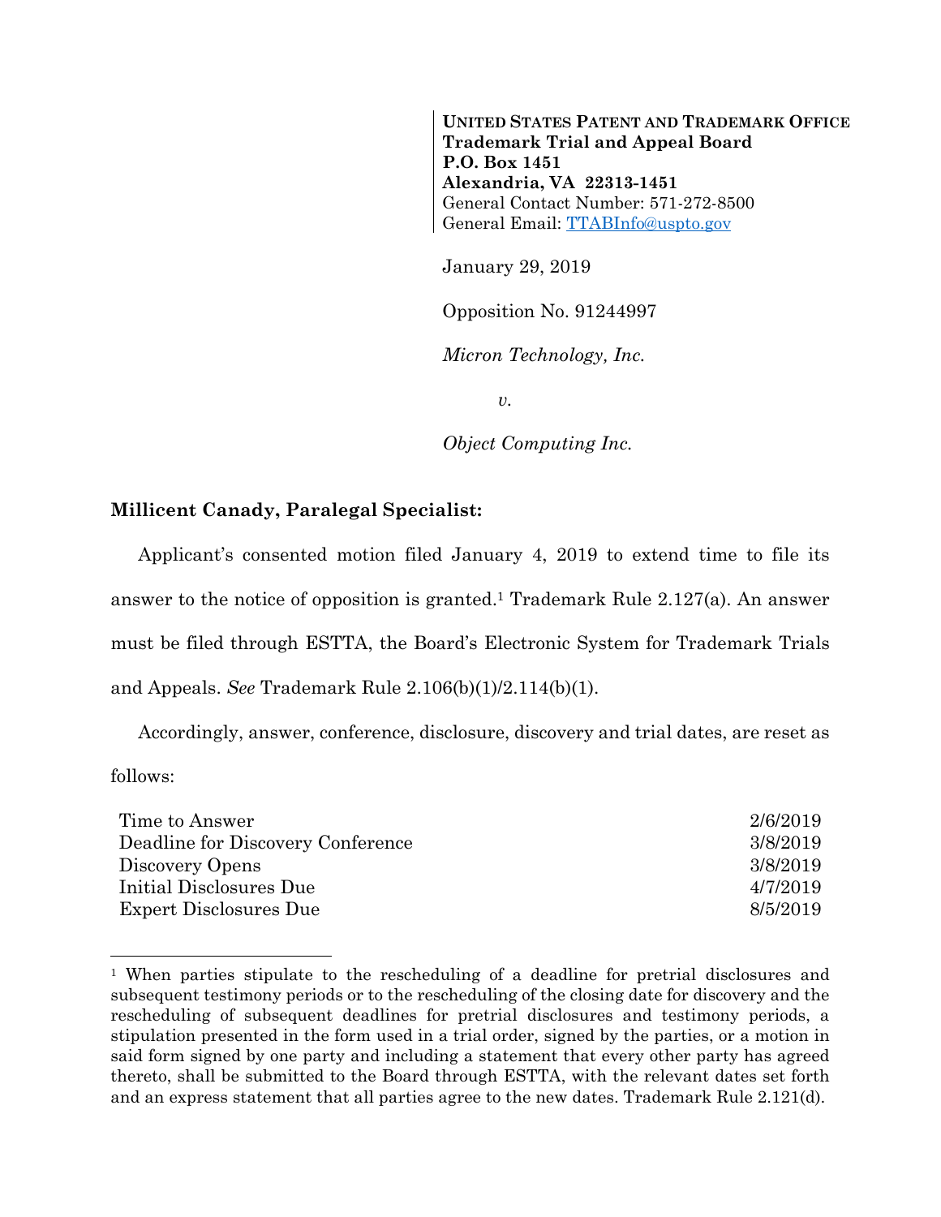**UNITED STATES PATENT AND TRADEMARK OFFICE**
**Trademark Trial and Appeal Board**
**P.O. Box 1451**
**Alexandria, VA 22313-1451**
General Contact Number: 571-272-8500
General Email: TTABInfo@uspto.gov

January 29, 2019

Opposition No. 91244997

*Micron Technology, Inc.*

*v.*

*Object Computing Inc.*

**Millicent Canady, Paralegal Specialist:**

Applicant's consented motion filed January 4, 2019 to extend time to file its answer to the notice of opposition is granted.[1] Trademark Rule 2.127(a). An answer must be filed through ESTTA, the Board's Electronic System for Trademark Trials and Appeals. *See* Trademark Rule 2.106(b)(1)/2.114(b)(1).

Accordingly, answer, conference, disclosure, discovery and trial dates, are reset as follows:

| | |
|---|---|
| Time to Answer | 2/6/2019 |
| Deadline for Discovery Conference | 3/8/2019 |
| Discovery Opens | 3/8/2019 |
| Initial Disclosures Due | 4/7/2019 |
| Expert Disclosures Due | 8/5/2019 |

---

[1] When parties stipulate to the rescheduling of a deadline for pretrial disclosures and subsequent testimony periods or to the rescheduling of the closing date for discovery and the rescheduling of subsequent deadlines for pretrial disclosures and testimony periods, a stipulation presented in the form used in a trial order, signed by the parties, or a motion in said form signed by one party and including a statement that every other party has agreed thereto, shall be submitted to the Board through ESTTA, with the relevant dates set forth and an express statement that all parties agree to the new dates. Trademark Rule 2.121(d).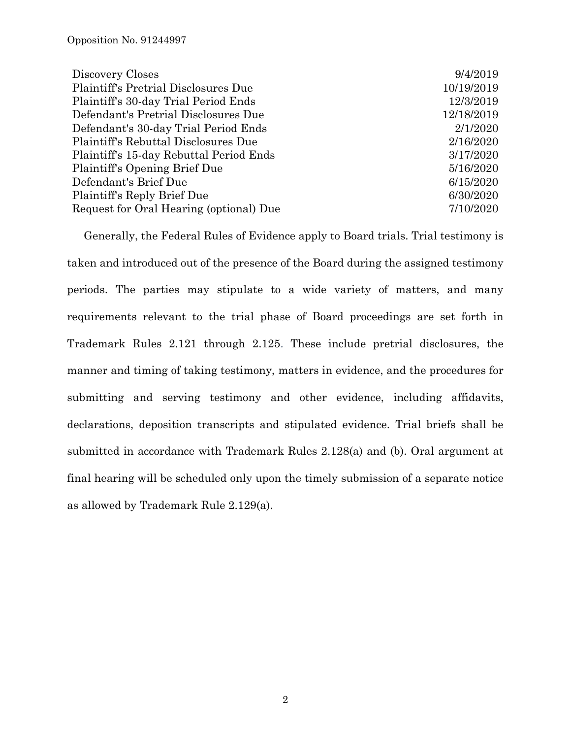| | |
|---|---|
| Discovery Closes | 9/4/2019 |
| Plaintiff's Pretrial Disclosures Due | 10/19/2019 |
| Plaintiff's 30-day Trial Period Ends | 12/3/2019 |
| Defendant's Pretrial Disclosures Due | 12/18/2019 |
| Defendant's 30-day Trial Period Ends | 2/1/2020 |
| Plaintiff's Rebuttal Disclosures Due | 2/16/2020 |
| Plaintiff's 15-day Rebuttal Period Ends | 3/17/2020 |
| Plaintiff's Opening Brief Due | 5/16/2020 |
| Defendant's Brief Due | 6/15/2020 |
| Plaintiff's Reply Brief Due | 6/30/2020 |
| Request for Oral Hearing (optional) Due | 7/10/2020 |

Generally, the Federal Rules of Evidence apply to Board trials. Trial testimony is taken and introduced out of the presence of the Board during the assigned testimony periods. The parties may stipulate to a wide variety of matters, and many requirements relevant to the trial phase of Board proceedings are set forth in Trademark Rules 2.121 through 2.125. These include pretrial disclosures, the manner and timing of taking testimony, matters in evidence, and the procedures for submitting and serving testimony and other evidence, including affidavits, declarations, deposition transcripts and stipulated evidence. Trial briefs shall be submitted in accordance with Trademark Rules 2.128(a) and (b). Oral argument at final hearing will be scheduled only upon the timely submission of a separate notice as allowed by Trademark Rule 2.129(a).